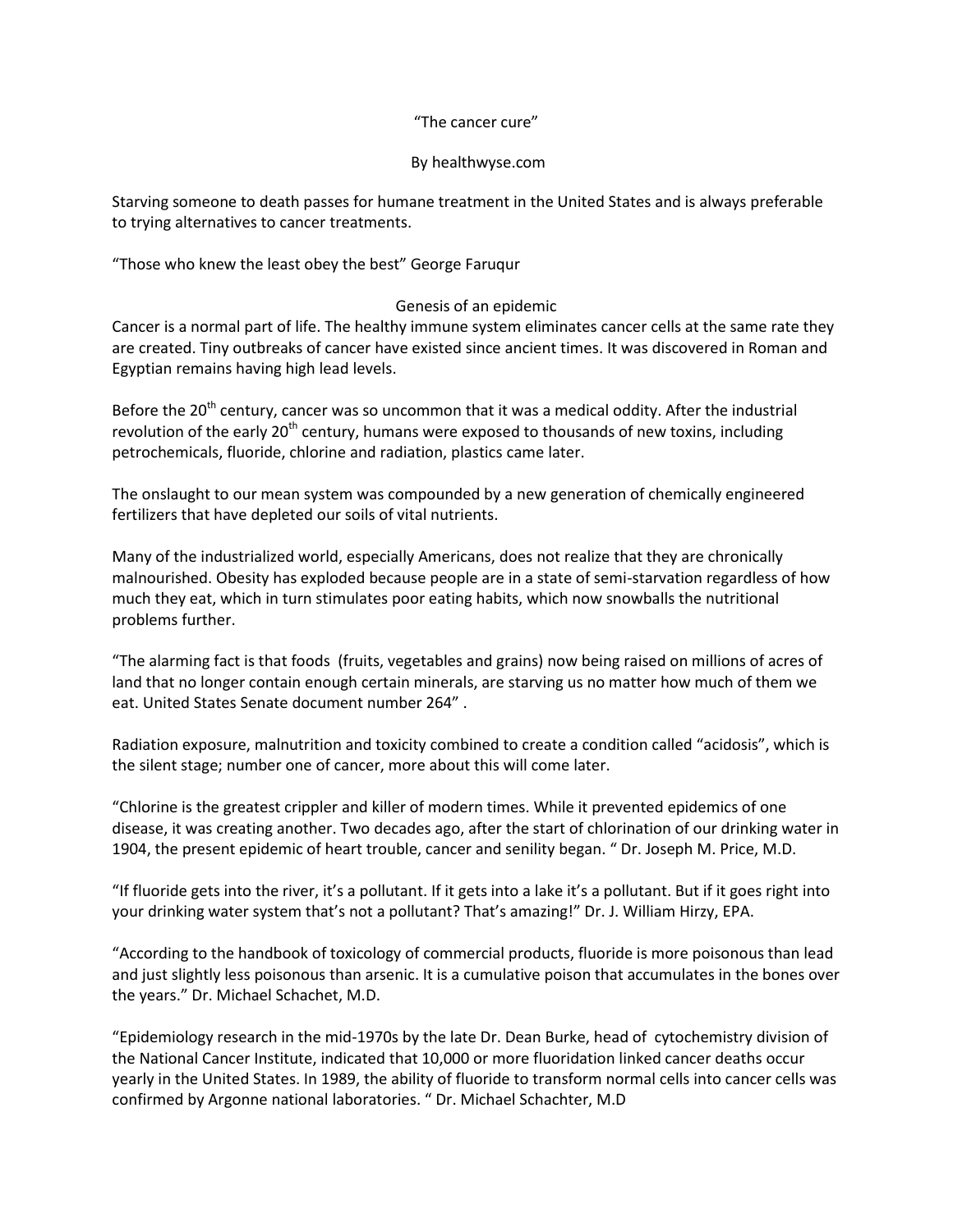“The cancer cure”

By healthwyse.com

Starving someone to death passes for humane treatment in the United States and is always preferable to trying alternatives to cancer treatments.

“Those who knew the least obey the best” George Faruqur

## Genesis of an epidemic

Cancer is a normal part of life. The healthy immune system eliminates cancer cells at the same rate they are created. Tiny outbreaks of cancer have existed since ancient times. It was discovered in Roman and Egyptian remains having high lead levels.

Before the 20th century, cancer was so uncommon that it was a medical oddity. After the industrial revolution of the early 20th century, humans were exposed to thousands of new toxins, including petrochemicals, fluoride, chlorine and radiation, plastics came later.

The onslaught to our mean system was compounded by a new generation of chemically engineered fertilizers that have depleted our soils of vital nutrients.

Many of the industrialized world, especially Americans, does not realize that they are chronically malnourished. Obesity has exploded because people are in a state of semi-starvation regardless of how much they eat, which in turn stimulates poor eating habits, which now snowballs the nutritional problems further.

“The alarming fact is that foods (fruits, vegetables and grains) now being raised on millions of acres of land that no longer contain enough certain minerals, are starving us no matter how much of them we eat. United States Senate document number 264” .

Radiation exposure, malnutrition and toxicity combined to create a condition called “acidosis”, which is the silent stage; number one of cancer, more about this will come later.

“Chlorine is the greatest crippler and killer of modern times. While it prevented epidemics of one disease, it was creating another. Two decades ago, after the start of chlorination of our drinking water in 1904, the present epidemic of heart trouble, cancer and senility began. “ Dr. Joseph M. Price, M.D.

“If fluoride gets into the river, it’s a pollutant. If it gets into a lake it’s a pollutant. But if it goes right into your drinking water system that’s not a pollutant? That’s amazing!” Dr. J. William Hirzy, EPA.

“According to the handbook of toxicology of commercial products, fluoride is more poisonous than lead and just slightly less poisonous than arsenic. It is a cumulative poison that accumulates in the bones over the years.” Dr. Michael Schachet, M.D.

“Epidemiology research in the mid-1970s by the late Dr. Dean Burke, head of cytochemistry division of the National Cancer Institute, indicated that 10,000 or more fluoridation linked cancer deaths occur yearly in the United States. In 1989, the ability of fluoride to transform normal cells into cancer cells was confirmed by Argonne national laboratories. “ Dr. Michael Schachter, M.D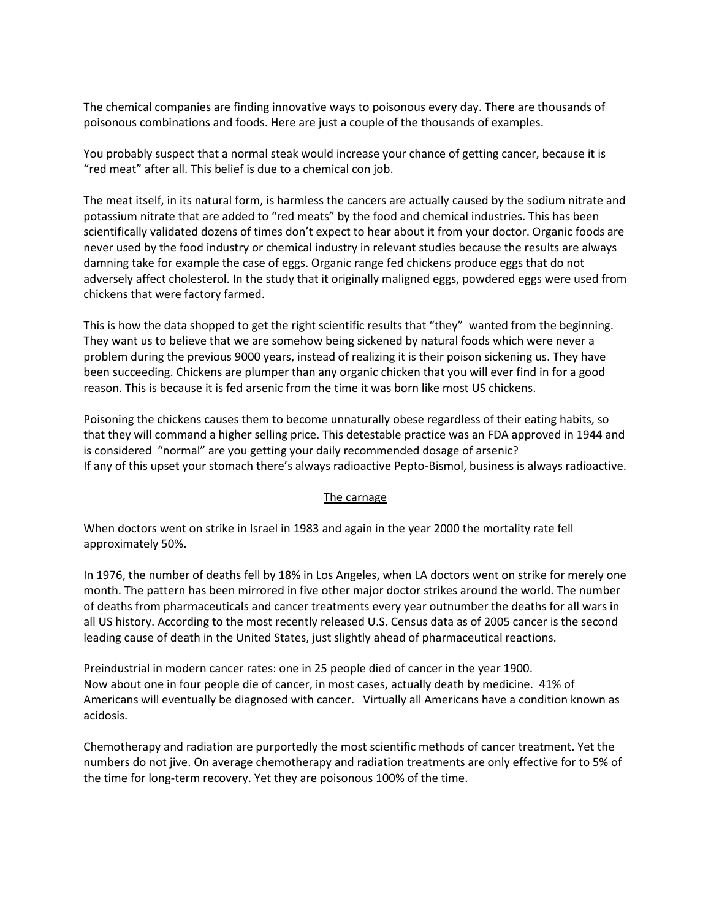The chemical companies are finding innovative ways to poisonous every day. There are thousands of poisonous combinations and foods. Here are just a couple of the thousands of examples.

You probably suspect that a normal steak would increase your chance of getting cancer, because it is "red meat" after all. This belief is due to a chemical con job.

The meat itself, in its natural form, is harmless the cancers are actually caused by the sodium nitrate and potassium nitrate that are added to "red meats" by the food and chemical industries. This has been scientifically validated dozens of times don't expect to hear about it from your doctor. Organic foods are never used by the food industry or chemical industry in relevant studies because the results are always damning take for example the case of eggs. Organic range fed chickens produce eggs that do not adversely affect cholesterol. In the study that it originally maligned eggs, powdered eggs were used from chickens that were factory farmed.

This is how the data shopped to get the right scientific results that "they" wanted from the beginning. They want us to believe that we are somehow being sickened by natural foods which were never a problem during the previous 9000 years, instead of realizing it is their poison sickening us. They have been succeeding. Chickens are plumper than any organic chicken that you will ever find in for a good reason. This is because it is fed arsenic from the time it was born like most US chickens.

Poisoning the chickens causes them to become unnaturally obese regardless of their eating habits, so that they will command a higher selling price. This detestable practice was an FDA approved in 1944 and is considered "normal" are you getting your daily recommended dosage of arsenic?
If any of this upset your stomach there's always radioactive Pepto-Bismol, business is always radioactive.

## The carnage

When doctors went on strike in Israel in 1983 and again in the year 2000 the mortality rate fell approximately 50%.

In 1976, the number of deaths fell by 18% in Los Angeles, when LA doctors went on strike for merely one month. The pattern has been mirrored in five other major doctor strikes around the world. The number of deaths from pharmaceuticals and cancer treatments every year outnumber the deaths for all wars in all US history. According to the most recently released U.S. Census data as of 2005 cancer is the second leading cause of death in the United States, just slightly ahead of pharmaceutical reactions.

Preindustrial in modern cancer rates: one in 25 people died of cancer in the year 1900.
Now about one in four people die of cancer, in most cases, actually death by medicine. 41% of Americans will eventually be diagnosed with cancer. Virtually all Americans have a condition known as acidosis.

Chemotherapy and radiation are purportedly the most scientific methods of cancer treatment. Yet the numbers do not jive. On average chemotherapy and radiation treatments are only effective for to 5% of the time for long-term recovery. Yet they are poisonous 100% of the time.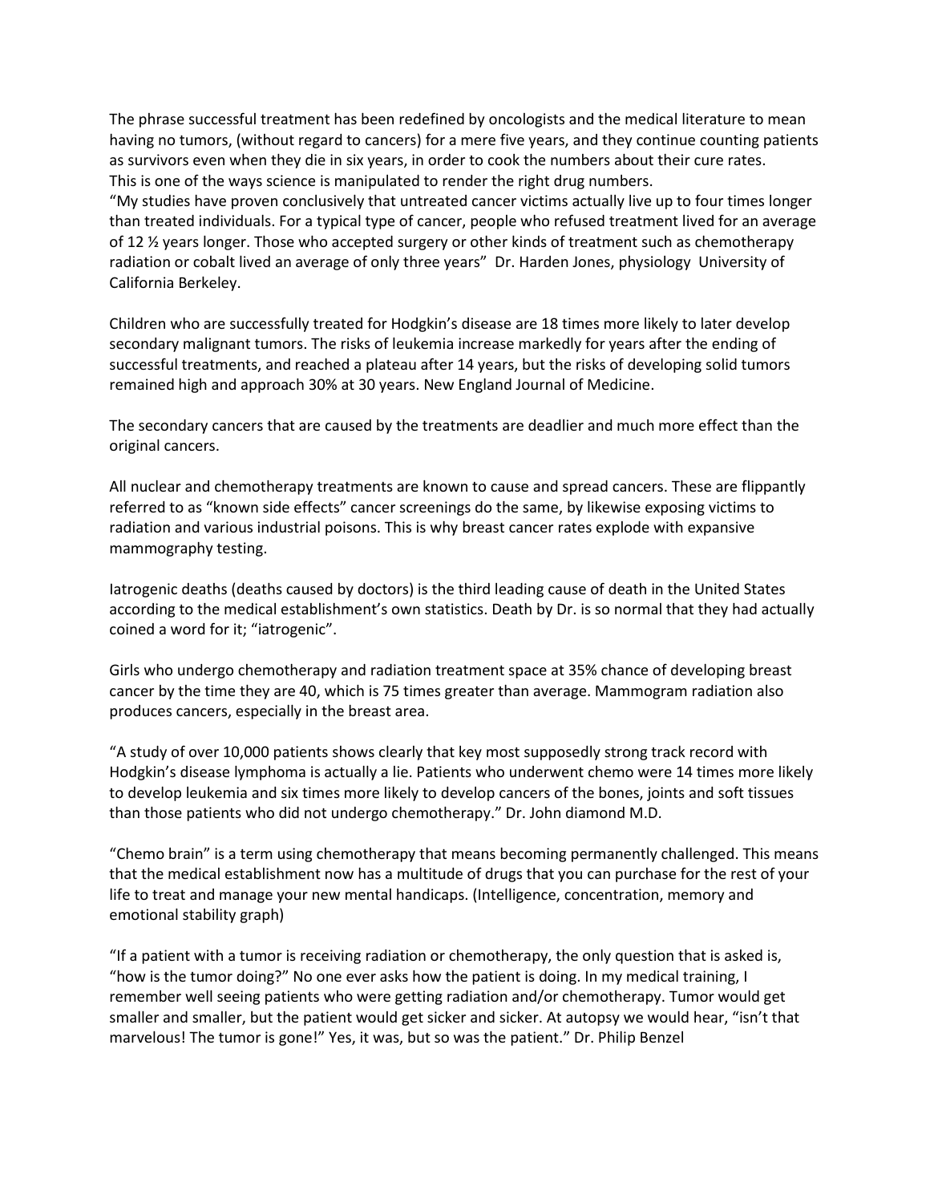The phrase successful treatment has been redefined by oncologists and the medical literature to mean having no tumors, (without regard to cancers) for a mere five years, and they continue counting patients as survivors even when they die in six years, in order to cook the numbers about their cure rates. This is one of the ways science is manipulated to render the right drug numbers.
"My studies have proven conclusively that untreated cancer victims actually live up to four times longer than treated individuals. For a typical type of cancer, people who refused treatment lived for an average of 12 ½ years longer. Those who accepted surgery or other kinds of treatment such as chemotherapy radiation or cobalt lived an average of only three years" Dr. Harden Jones, physiology University of California Berkeley.

Children who are successfully treated for Hodgkin's disease are 18 times more likely to later develop secondary malignant tumors. The risks of leukemia increase markedly for years after the ending of successful treatments, and reached a plateau after 14 years, but the risks of developing solid tumors remained high and approach 30% at 30 years. New England Journal of Medicine.

The secondary cancers that are caused by the treatments are deadlier and much more effect than the original cancers.

All nuclear and chemotherapy treatments are known to cause and spread cancers. These are flippantly referred to as "known side effects" cancer screenings do the same, by likewise exposing victims to radiation and various industrial poisons. This is why breast cancer rates explode with expansive mammography testing.

Iatrogenic deaths (deaths caused by doctors) is the third leading cause of death in the United States according to the medical establishment's own statistics. Death by Dr. is so normal that they had actually coined a word for it; "iatrogenic".

Girls who undergo chemotherapy and radiation treatment space at 35% chance of developing breast cancer by the time they are 40, which is 75 times greater than average. Mammogram radiation also produces cancers, especially in the breast area.

"A study of over 10,000 patients shows clearly that key most supposedly strong track record with Hodgkin's disease lymphoma is actually a lie. Patients who underwent chemo were 14 times more likely to develop leukemia and six times more likely to develop cancers of the bones, joints and soft tissues than those patients who did not undergo chemotherapy." Dr. John diamond M.D.

"Chemo brain" is a term using chemotherapy that means becoming permanently challenged. This means that the medical establishment now has a multitude of drugs that you can purchase for the rest of your life to treat and manage your new mental handicaps. (Intelligence, concentration, memory and emotional stability graph)

"If a patient with a tumor is receiving radiation or chemotherapy, the only question that is asked is, "how is the tumor doing?" No one ever asks how the patient is doing. In my medical training, I remember well seeing patients who were getting radiation and/or chemotherapy. Tumor would get smaller and smaller, but the patient would get sicker and sicker. At autopsy we would hear, "isn't that marvelous! The tumor is gone!" Yes, it was, but so was the patient." Dr. Philip Benzel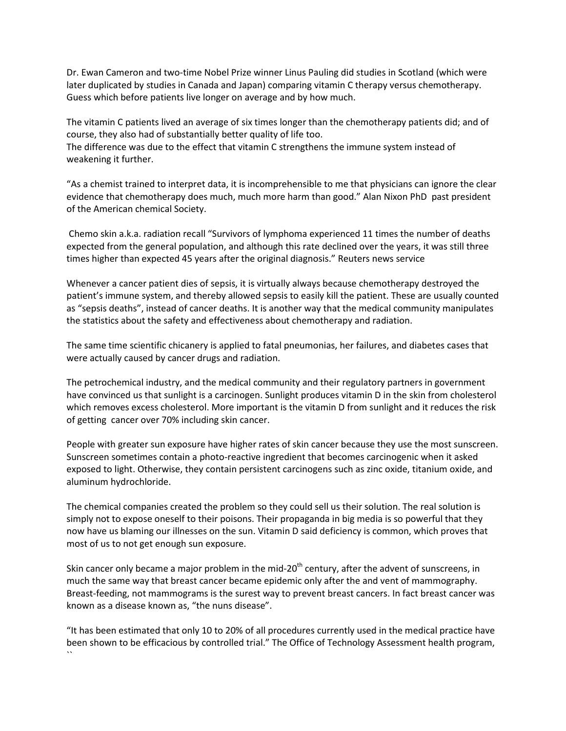Dr. Ewan Cameron and two-time Nobel Prize winner Linus Pauling did studies in Scotland (which were later duplicated by studies in Canada and Japan) comparing vitamin C therapy versus chemotherapy. Guess which before patients live longer on average and by how much.

The vitamin C patients lived an average of six times longer than the chemotherapy patients did; and of course, they also had of substantially better quality of life too.
The difference was due to the effect that vitamin C strengthens the immune system instead of weakening it further.

"As a chemist trained to interpret data, it is incomprehensible to me that physicians can ignore the clear evidence that chemotherapy does much, much more harm than good." Alan Nixon PhD past president of the American chemical Society.

Chemo skin a.k.a. radiation recall "Survivors of lymphoma experienced 11 times the number of deaths expected from the general population, and although this rate declined over the years, it was still three times higher than expected 45 years after the original diagnosis." Reuters news service

Whenever a cancer patient dies of sepsis, it is virtually always because chemotherapy destroyed the patient's immune system, and thereby allowed sepsis to easily kill the patient. These are usually counted as "sepsis deaths", instead of cancer deaths. It is another way that the medical community manipulates the statistics about the safety and effectiveness about chemotherapy and radiation.

The same time scientific chicanery is applied to fatal pneumonias, her failures, and diabetes cases that were actually caused by cancer drugs and radiation.

The petrochemical industry, and the medical community and their regulatory partners in government have convinced us that sunlight is a carcinogen. Sunlight produces vitamin D in the skin from cholesterol which removes excess cholesterol. More important is the vitamin D from sunlight and it reduces the risk of getting cancer over 70% including skin cancer.

People with greater sun exposure have higher rates of skin cancer because they use the most sunscreen. Sunscreen sometimes contain a photo-reactive ingredient that becomes carcinogenic when it asked exposed to light. Otherwise, they contain persistent carcinogens such as zinc oxide, titanium oxide, and aluminum hydrochloride.

The chemical companies created the problem so they could sell us their solution. The real solution is simply not to expose oneself to their poisons. Their propaganda in big media is so powerful that they now have us blaming our illnesses on the sun. Vitamin D said deficiency is common, which proves that most of us to not get enough sun exposure.

Skin cancer only became a major problem in the mid-20th century, after the advent of sunscreens, in much the same way that breast cancer became epidemic only after the and vent of mammography. Breast-feeding, not mammograms is the surest way to prevent breast cancers. In fact breast cancer was known as a disease known as, "the nuns disease".

"It has been estimated that only 10 to 20% of all procedures currently used in the medical practice have been shown to be efficacious by controlled trial." The Office of Technology Assessment health program,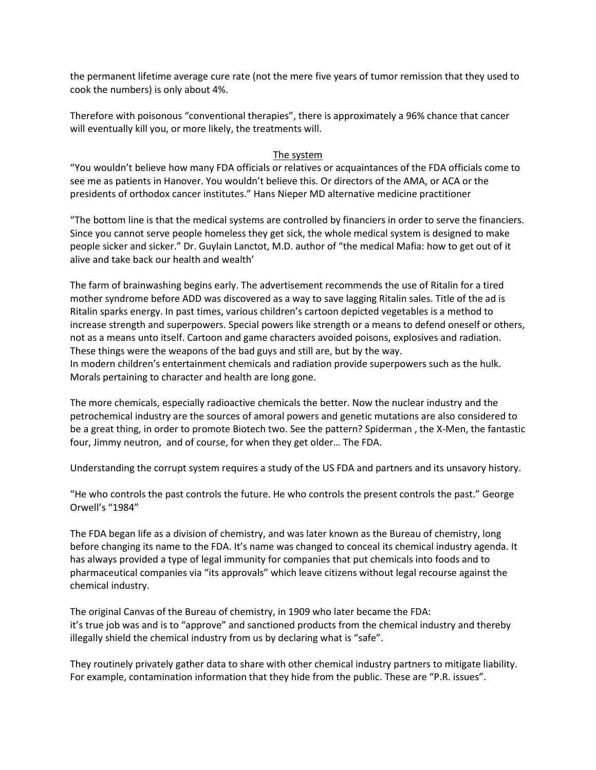the permanent lifetime average cure rate (not the mere five years of tumor remission that they used to cook the numbers) is only about 4%.

Therefore with poisonous "conventional therapies", there is approximately a 96% chance that cancer will eventually kill you, or more likely, the treatments will.

## <u>The system</u>

"You wouldn't believe how many FDA officials or relatives or acquaintances of the FDA officials come to see me as patients in Hanover. You wouldn't believe this. Or directors of the AMA, or ACA or the presidents of orthodox cancer institutes." Hans Nieper MD alternative medicine practitioner

"The bottom line is that the medical systems are controlled by financiers in order to serve the financiers. Since you cannot serve people homeless they get sick, the whole medical system is designed to make people sicker and sicker." Dr. Guylain Lanctot, M.D. author of "the medical Mafia: how to get out of it alive and take back our health and wealth'

The farm of brainwashing begins early. The advertisement recommends the use of Ritalin for a tired mother syndrome before ADD was discovered as a way to save lagging Ritalin sales. Title of the ad is Ritalin sparks energy. In past times, various children's cartoon depicted vegetables is a method to increase strength and superpowers. Special powers like strength or a means to defend oneself or others, not as a means unto itself. Cartoon and game characters avoided poisons, explosives and radiation. These things were the weapons of the bad guys and still are, but by the way.
In modern children's entertainment chemicals and radiation provide superpowers such as the hulk. Morals pertaining to character and health are long gone.

The more chemicals, especially radioactive chemicals the better. Now the nuclear industry and the petrochemical industry are the sources of amoral powers and genetic mutations are also considered to be a great thing, in order to promote Biotech two. See the pattern? Spiderman , the X-Men, the fantastic four, Jimmy neutron, and of course, for when they get older… The FDA.

Understanding the corrupt system requires a study of the US FDA and partners and its unsavory history.

"He who controls the past controls the future. He who controls the present controls the past." George Orwell's "1984"

The FDA began life as a division of chemistry, and was later known as the Bureau of chemistry, long before changing its name to the FDA. It's name was changed to conceal its chemical industry agenda. It has always provided a type of legal immunity for companies that put chemicals into foods and to pharmaceutical companies via "its approvals" which leave citizens without legal recourse against the chemical industry.

The original Canvas of the Bureau of chemistry, in 1909 who later became the FDA:
it's true job was and is to "approve" and sanctioned products from the chemical industry and thereby illegally shield the chemical industry from us by declaring what is "safe".

They routinely privately gather data to share with other chemical industry partners to mitigate liability. For example, contamination information that they hide from the public. These are "P.R. issues".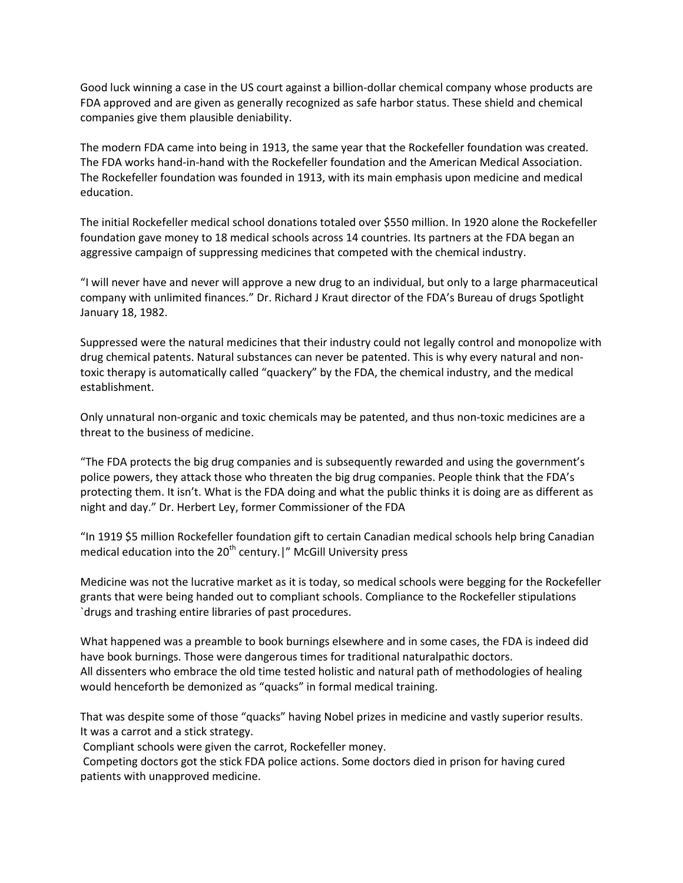Good luck winning a case in the US court against a billion-dollar chemical company whose products are FDA approved and are given as generally recognized as safe harbor status. These shield and chemical companies give them plausible deniability.

The modern FDA came into being in 1913, the same year that the Rockefeller foundation was created. The FDA works hand-in-hand with the Rockefeller foundation and the American Medical Association. The Rockefeller foundation was founded in 1913, with its main emphasis upon medicine and medical education.

The initial Rockefeller medical school donations totaled over $550 million. In 1920 alone the Rockefeller foundation gave money to 18 medical schools across 14 countries. Its partners at the FDA began an aggressive campaign of suppressing medicines that competed with the chemical industry.

"I will never have and never will approve a new drug to an individual, but only to a large pharmaceutical company with unlimited finances." Dr. Richard J Kraut director of the FDA's Bureau of drugs Spotlight January 18, 1982.

Suppressed were the natural medicines that their industry could not legally control and monopolize with drug chemical patents. Natural substances can never be patented. This is why every natural and non-toxic therapy is automatically called "quackery" by the FDA, the chemical industry, and the medical establishment.

Only unnatural non-organic and toxic chemicals may be patented, and thus non-toxic medicines are a threat to the business of medicine.

"The FDA protects the big drug companies and is subsequently rewarded and using the government's police powers, they attack those who threaten the big drug companies. People think that the FDA's protecting them. It isn't. What is the FDA doing and what the public thinks it is doing are as different as night and day." Dr. Herbert Ley, former Commissioner of the FDA

"In 1919 $5 million Rockefeller foundation gift to certain Canadian medical schools help bring Canadian medical education into the 20th century.|" McGill University press

Medicine was not the lucrative market as it is today, so medical schools were begging for the Rockefeller grants that were being handed out to compliant schools. Compliance to the Rockefeller stipulations `drugs and trashing entire libraries of past procedures.

What happened was a preamble to book burnings elsewhere and in some cases, the FDA is indeed did have book burnings. Those were dangerous times for traditional naturalpathic doctors.
All dissenters who embrace the old time tested holistic and natural path of methodologies of healing would henceforth be demonized as "quacks" in formal medical training.

That was despite some of those "quacks" having Nobel prizes in medicine and vastly superior results.
It was a carrot and a stick strategy.
Compliant schools were given the carrot, Rockefeller money.
Competing doctors got the stick FDA police actions. Some doctors died in prison for having cured patients with unapproved medicine.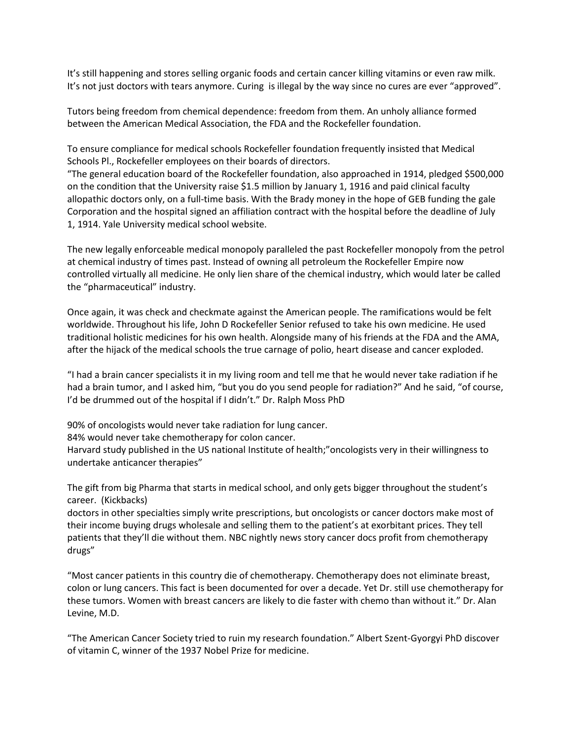It's still happening and stores selling organic foods and certain cancer killing vitamins or even raw milk. It's not just doctors with tears anymore. Curing is illegal by the way since no cures are ever "approved".

Tutors being freedom from chemical dependence: freedom from them. An unholy alliance formed between the American Medical Association, the FDA and the Rockefeller foundation.

To ensure compliance for medical schools Rockefeller foundation frequently insisted that Medical Schools Pl., Rockefeller employees on their boards of directors.
"The general education board of the Rockefeller foundation, also approached in 1914, pledged $500,000 on the condition that the University raise $1.5 million by January 1, 1916 and paid clinical faculty allopathic doctors only, on a full-time basis. With the Brady money in the hope of GEB funding the gale Corporation and the hospital signed an affiliation contract with the hospital before the deadline of July 1, 1914. Yale University medical school website.

The new legally enforceable medical monopoly paralleled the past Rockefeller monopoly from the petrol at chemical industry of times past. Instead of owning all petroleum the Rockefeller Empire now controlled virtually all medicine. He only lien share of the chemical industry, which would later be called the "pharmaceutical" industry.

Once again, it was check and checkmate against the American people. The ramifications would be felt worldwide. Throughout his life, John D Rockefeller Senior refused to take his own medicine. He used traditional holistic medicines for his own health. Alongside many of his friends at the FDA and the AMA, after the hijack of the medical schools the true carnage of polio, heart disease and cancer exploded.

"I had a brain cancer specialists it in my living room and tell me that he would never take radiation if he had a brain tumor, and I asked him, "but you do you send people for radiation?" And he said, "of course, I'd be drummed out of the hospital if I didn't." Dr. Ralph Moss PhD

90% of oncologists would never take radiation for lung cancer.
84% would never take chemotherapy for colon cancer.
Harvard study published in the US national Institute of health;"oncologists very in their willingness to undertake anticancer therapies"

The gift from big Pharma that starts in medical school, and only gets bigger throughout the student's career. (Kickbacks)
doctors in other specialties simply write prescriptions, but oncologists or cancer doctors make most of their income buying drugs wholesale and selling them to the patient's at exorbitant prices. They tell patients that they'll die without them. NBC nightly news story cancer docs profit from chemotherapy drugs"

"Most cancer patients in this country die of chemotherapy. Chemotherapy does not eliminate breast, colon or lung cancers. This fact is been documented for over a decade. Yet Dr. still use chemotherapy for these tumors. Women with breast cancers are likely to die faster with chemo than without it." Dr. Alan Levine, M.D.

"The American Cancer Society tried to ruin my research foundation." Albert Szent-Gyorgyi PhD discover of vitamin C, winner of the 1937 Nobel Prize for medicine.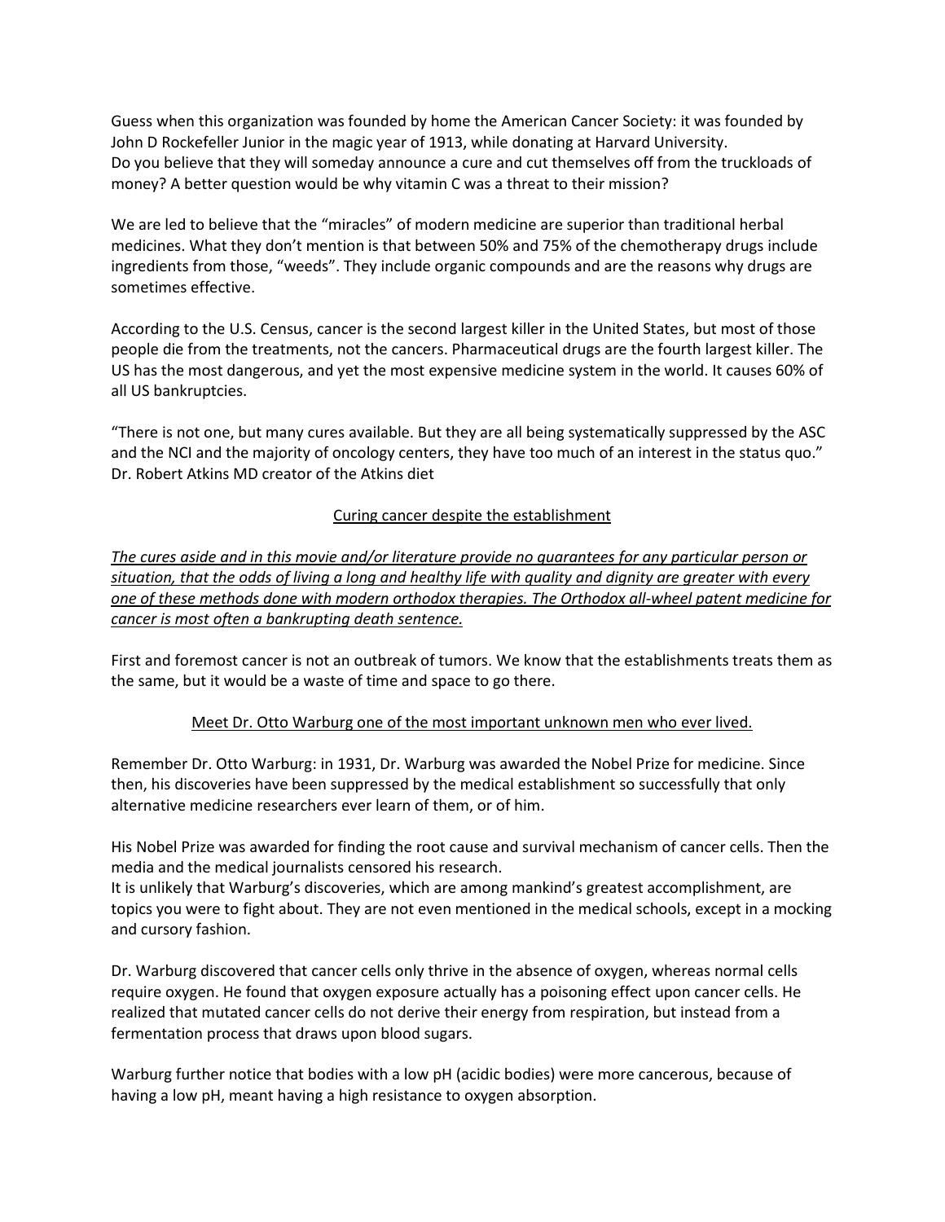Guess when this organization was founded by home the American Cancer Society: it was founded by John D Rockefeller Junior in the magic year of 1913, while donating at Harvard University.
Do you believe that they will someday announce a cure and cut themselves off from the truckloads of money? A better question would be why vitamin C was a threat to their mission?

We are led to believe that the "miracles" of modern medicine are superior than traditional herbal medicines. What they don't mention is that between 50% and 75% of the chemotherapy drugs include ingredients from those, "weeds". They include organic compounds and are the reasons why drugs are sometimes effective.

According to the U.S. Census, cancer is the second largest killer in the United States, but most of those people die from the treatments, not the cancers. Pharmaceutical drugs are the fourth largest killer. The US has the most dangerous, and yet the most expensive medicine system in the world. It causes 60% of all US bankruptcies.

"There is not one, but many cures available. But they are all being systematically suppressed by the ASC and the NCI and the majority of oncology centers, they have too much of an interest in the status quo." Dr. Robert Atkins MD creator of the Atkins diet

## Curing cancer despite the establishment

*The cures aside and in this movie and/or literature provide no guarantees for any particular person or situation, that the odds of living a long and healthy life with quality and dignity are greater with every one of these methods done with modern orthodox therapies. The Orthodox all-wheel patent medicine for cancer is most often a bankrupting death sentence.*

First and foremost cancer is not an outbreak of tumors. We know that the establishments treats them as the same, but it would be a waste of time and space to go there.

## Meet Dr. Otto Warburg one of the most important unknown men who ever lived.

Remember Dr. Otto Warburg: in 1931, Dr. Warburg was awarded the Nobel Prize for medicine. Since then, his discoveries have been suppressed by the medical establishment so successfully that only alternative medicine researchers ever learn of them, or of him.

His Nobel Prize was awarded for finding the root cause and survival mechanism of cancer cells. Then the media and the medical journalists censored his research.
It is unlikely that Warburg's discoveries, which are among mankind's greatest accomplishment, are topics you were to fight about. They are not even mentioned in the medical schools, except in a mocking and cursory fashion.

Dr. Warburg discovered that cancer cells only thrive in the absence of oxygen, whereas normal cells require oxygen. He found that oxygen exposure actually has a poisoning effect upon cancer cells. He realized that mutated cancer cells do not derive their energy from respiration, but instead from a fermentation process that draws upon blood sugars.

Warburg further notice that bodies with a low pH (acidic bodies) were more cancerous, because of having a low pH, meant having a high resistance to oxygen absorption.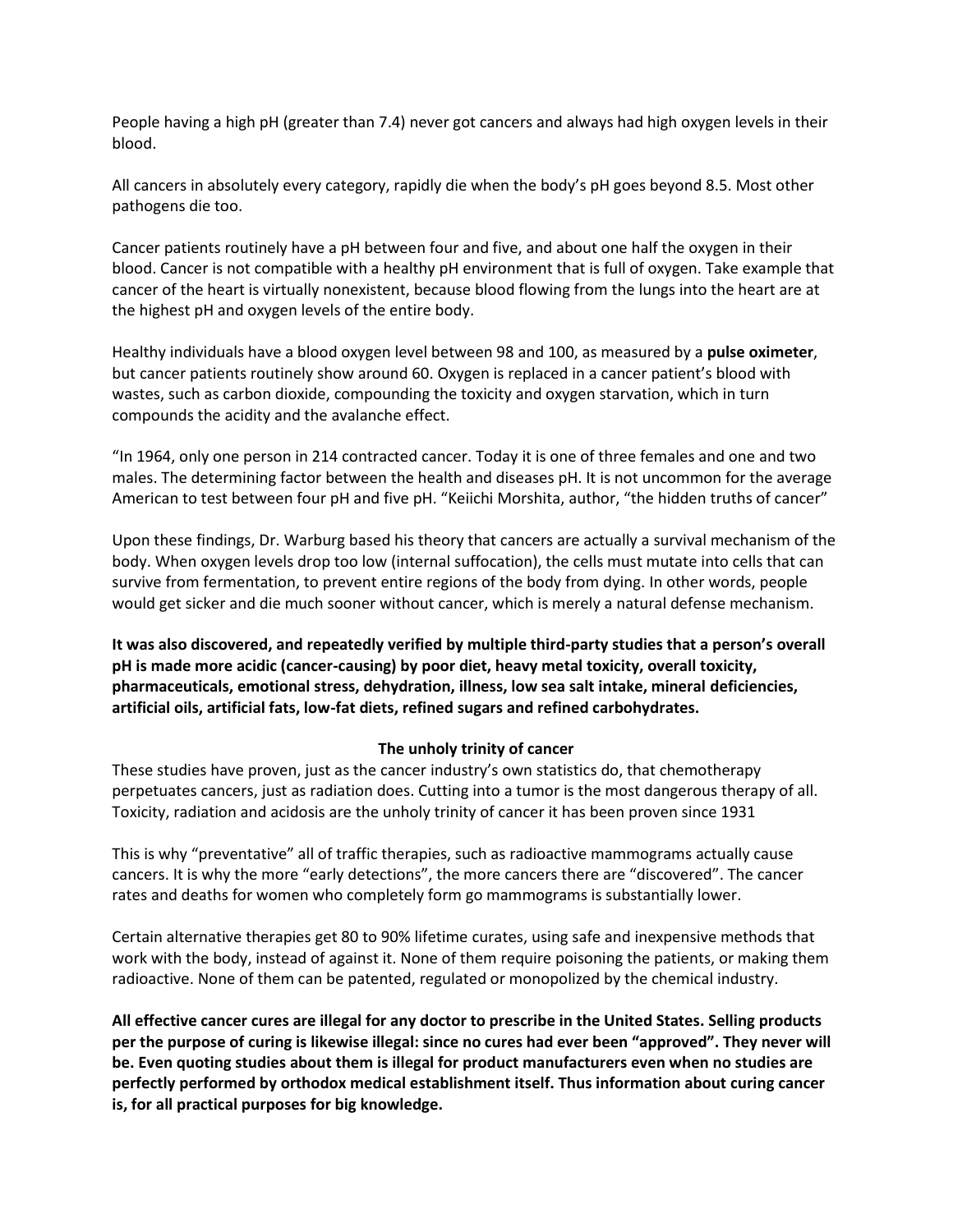People having a high pH (greater than 7.4) never got cancers and always had high oxygen levels in their blood.

All cancers in absolutely every category, rapidly die when the body's pH goes beyond 8.5. Most other pathogens die too.

Cancer patients routinely have a pH between four and five, and about one half the oxygen in their blood. Cancer is not compatible with a healthy pH environment that is full of oxygen. Take example that cancer of the heart is virtually nonexistent, because blood flowing from the lungs into the heart are at the highest pH and oxygen levels of the entire body.

Healthy individuals have a blood oxygen level between 98 and 100, as measured by a **pulse oximeter**, but cancer patients routinely show around 60. Oxygen is replaced in a cancer patient's blood with wastes, such as carbon dioxide, compounding the toxicity and oxygen starvation, which in turn compounds the acidity and the avalanche effect.

"In 1964, only one person in 214 contracted cancer. Today it is one of three females and one and two males. The determining factor between the health and diseases pH. It is not uncommon for the average American to test between four pH and five pH. "Keiichi Morshita, author, "the hidden truths of cancer"

Upon these findings, Dr. Warburg based his theory that cancers are actually a survival mechanism of the body. When oxygen levels drop too low (internal suffocation), the cells must mutate into cells that can survive from fermentation, to prevent entire regions of the body from dying. In other words, people would get sicker and die much sooner without cancer, which is merely a natural defense mechanism.

**It was also discovered, and repeatedly verified by multiple third-party studies that a person's overall pH is made more acidic (cancer-causing) by poor diet, heavy metal toxicity, overall toxicity, pharmaceuticals, emotional stress, dehydration, illness, low sea salt intake, mineral deficiencies, artificial oils, artificial fats, low-fat diets, refined sugars and refined carbohydrates.**

**The unholy trinity of cancer**

These studies have proven, just as the cancer industry's own statistics do, that chemotherapy perpetuates cancers, just as radiation does. Cutting into a tumor is the most dangerous therapy of all. Toxicity, radiation and acidosis are the unholy trinity of cancer it has been proven since 1931

This is why "preventative" all of traffic therapies, such as radioactive mammograms actually cause cancers. It is why the more "early detections", the more cancers there are "discovered". The cancer rates and deaths for women who completely form go mammograms is substantially lower.

Certain alternative therapies get 80 to 90% lifetime curates, using safe and inexpensive methods that work with the body, instead of against it. None of them require poisoning the patients, or making them radioactive. None of them can be patented, regulated or monopolized by the chemical industry.

**All effective cancer cures are illegal for any doctor to prescribe in the United States. Selling products per the purpose of curing is likewise illegal: since no cures had ever been "approved". They never will be. Even quoting studies about them is illegal for product manufacturers even when no studies are perfectly performed by orthodox medical establishment itself. Thus information about curing cancer is, for all practical purposes for big knowledge.**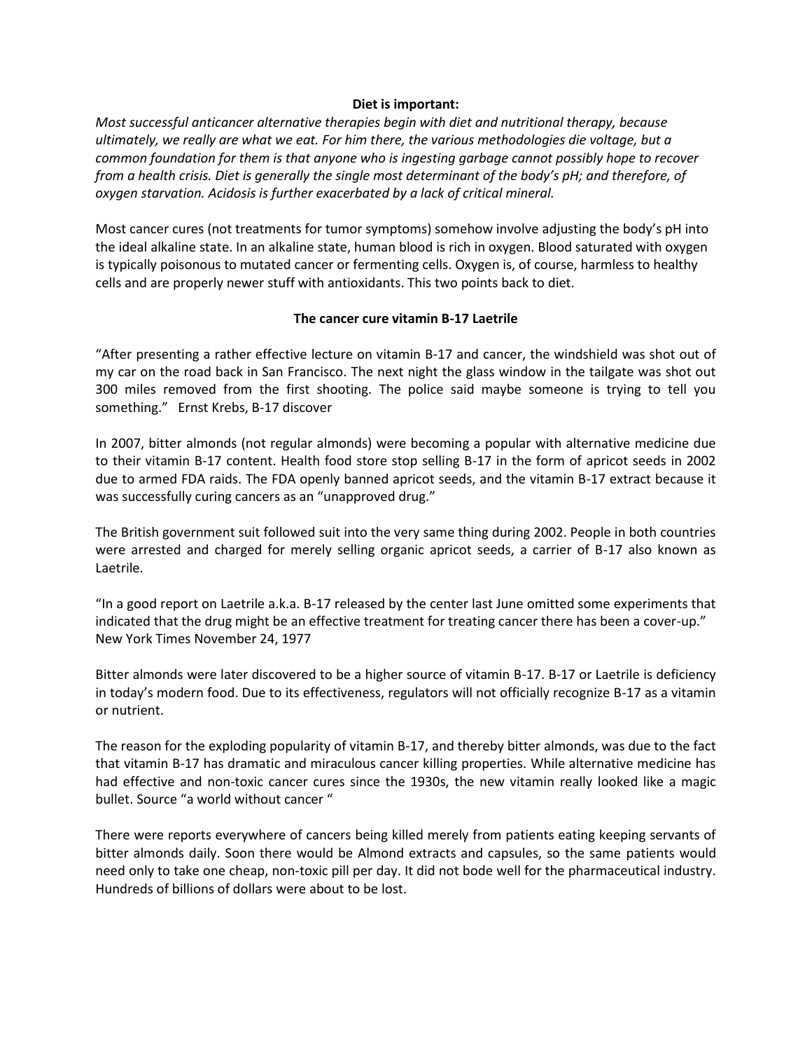**Diet is important:**

*Most successful anticancer alternative therapies begin with diet and nutritional therapy, because ultimately, we really are what we eat. For him there, the various methodologies die voltage, but a common foundation for them is that anyone who is ingesting garbage cannot possibly hope to recover from a health crisis. Diet is generally the single most determinant of the body's pH; and therefore, of oxygen starvation. Acidosis is further exacerbated by a lack of critical mineral.*

Most cancer cures (not treatments for tumor symptoms) somehow involve adjusting the body's pH into the ideal alkaline state. In an alkaline state, human blood is rich in oxygen. Blood saturated with oxygen is typically poisonous to mutated cancer or fermenting cells. Oxygen is, of course, harmless to healthy cells and are properly newer stuff with antioxidants. This two points back to diet.

**The cancer cure vitamin B-17 Laetrile**

"After presenting a rather effective lecture on vitamin B-17 and cancer, the windshield was shot out of my car on the road back in San Francisco. The next night the glass window in the tailgate was shot out 300 miles removed from the first shooting. The police said maybe someone is trying to tell you something." Ernst Krebs, B-17 discover

In 2007, bitter almonds (not regular almonds) were becoming a popular with alternative medicine due to their vitamin B-17 content. Health food store stop selling B-17 in the form of apricot seeds in 2002 due to armed FDA raids. The FDA openly banned apricot seeds, and the vitamin B-17 extract because it was successfully curing cancers as an "unapproved drug."

The British government suit followed suit into the very same thing during 2002. People in both countries were arrested and charged for merely selling organic apricot seeds, a carrier of B-17 also known as Laetrile.

"In a good report on Laetrile a.k.a. B-17 released by the center last June omitted some experiments that indicated that the drug might be an effective treatment for treating cancer there has been a cover-up." New York Times November 24, 1977

Bitter almonds were later discovered to be a higher source of vitamin B-17. B-17 or Laetrile is deficiency in today's modern food. Due to its effectiveness, regulators will not officially recognize B-17 as a vitamin or nutrient.

The reason for the exploding popularity of vitamin B-17, and thereby bitter almonds, was due to the fact that vitamin B-17 has dramatic and miraculous cancer killing properties. While alternative medicine has had effective and non-toxic cancer cures since the 1930s, the new vitamin really looked like a magic bullet. Source "a world without cancer "

There were reports everywhere of cancers being killed merely from patients eating keeping servants of bitter almonds daily. Soon there would be Almond extracts and capsules, so the same patients would need only to take one cheap, non-toxic pill per day. It did not bode well for the pharmaceutical industry. Hundreds of billions of dollars were about to be lost.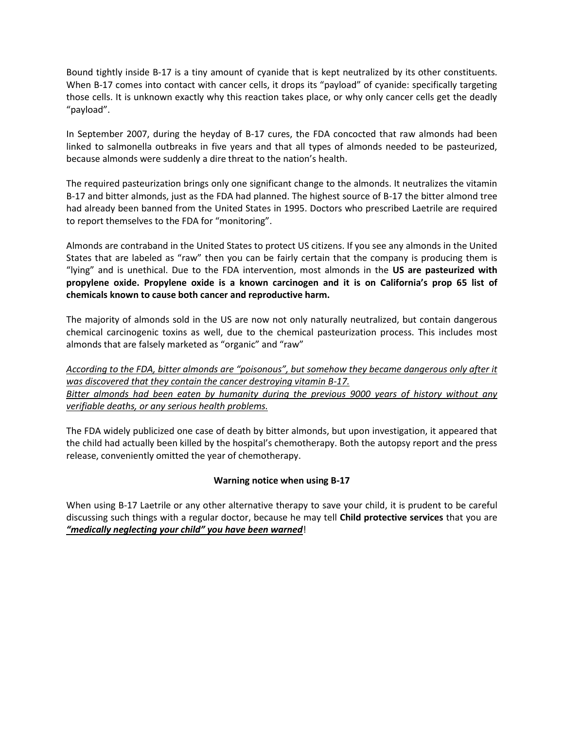Bound tightly inside B-17 is a tiny amount of cyanide that is kept neutralized by its other constituents. When B-17 comes into contact with cancer cells, it drops its "payload" of cyanide: specifically targeting those cells. It is unknown exactly why this reaction takes place, or why only cancer cells get the deadly "payload".

In September 2007, during the heyday of B-17 cures, the FDA concocted that raw almonds had been linked to salmonella outbreaks in five years and that all types of almonds needed to be pasteurized, because almonds were suddenly a dire threat to the nation's health.

The required pasteurization brings only one significant change to the almonds. It neutralizes the vitamin B-17 and bitter almonds, just as the FDA had planned. The highest source of B-17 the bitter almond tree had already been banned from the United States in 1995. Doctors who prescribed Laetrile are required to report themselves to the FDA for "monitoring".

Almonds are contraband in the United States to protect US citizens. If you see any almonds in the United States that are labeled as "raw" then you can be fairly certain that the company is producing them is "lying" and is unethical. Due to the FDA intervention, most almonds in the **US are pasteurized with propylene oxide. Propylene oxide is a known carcinogen and it is on California's prop 65 list of chemicals known to cause both cancer and reproductive harm.**

The majority of almonds sold in the US are now not only naturally neutralized, but contain dangerous chemical carcinogenic toxins as well, due to the chemical pasteurization process. This includes most almonds that are falsely marketed as "organic" and "raw"

<u>*According to the FDA, bitter almonds are "poisonous", but somehow they became dangerous only after it was discovered that they contain the cancer destroying vitamin B-17.*</u>
<u>*Bitter almonds had been eaten by humanity during the previous 9000 years of history without any verifiable deaths, or any serious health problems.*</u>

The FDA widely publicized one case of death by bitter almonds, but upon investigation, it appeared that the child had actually been killed by the hospital's chemotherapy. Both the autopsy report and the press release, conveniently omitted the year of chemotherapy.

**Warning notice when using B-17**

When using B-17 Laetrile or any other alternative therapy to save your child, it is prudent to be careful discussing such things with a regular doctor, because he may tell **Child protective services** that you are ***<u>"medically neglecting your child" you have been warned</u>***!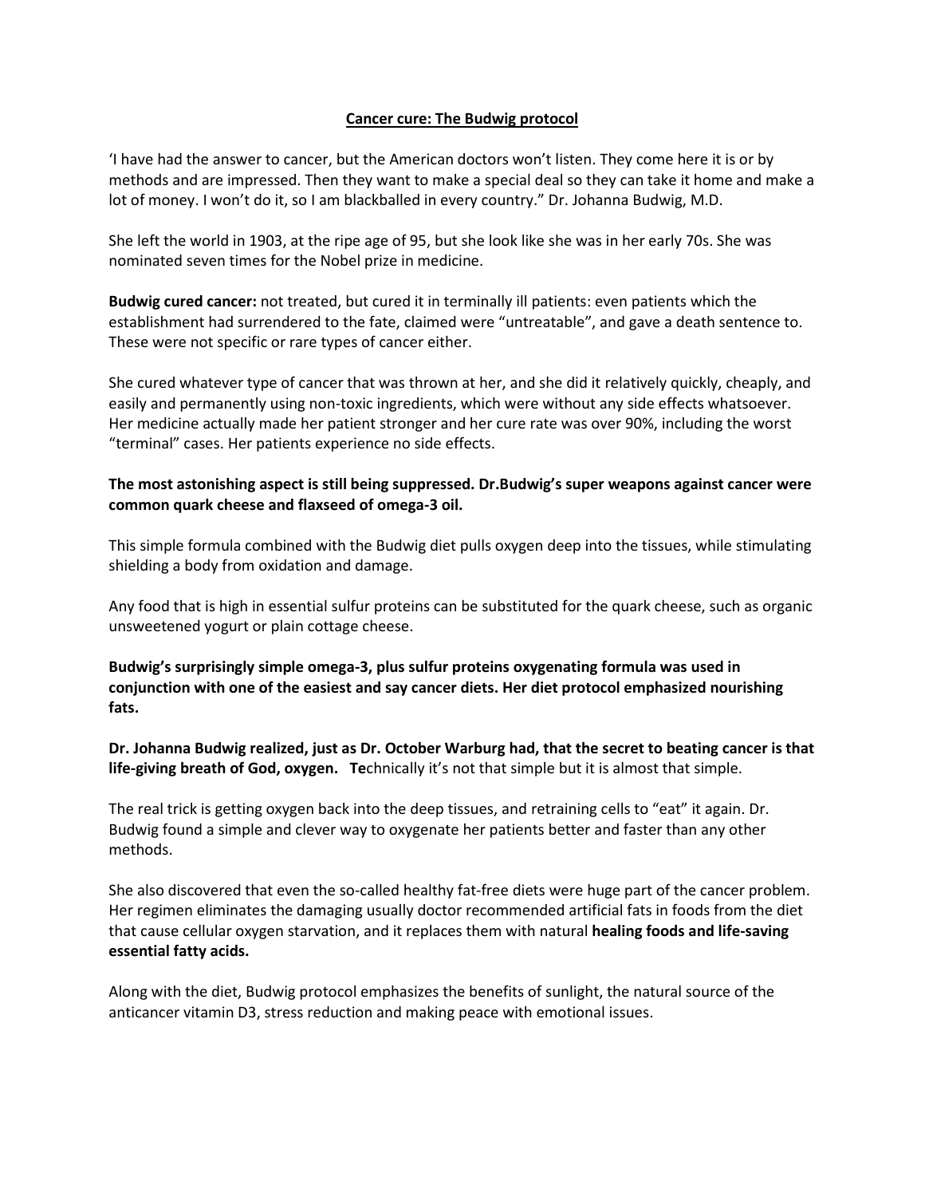**Cancer cure: The Budwig protocol**

'I have had the answer to cancer, but the American doctors won't listen. They come here it is or by methods and are impressed. Then they want to make a special deal so they can take it home and make a lot of money. I won't do it, so I am blackballed in every country." Dr. Johanna Budwig, M.D.

She left the world in 1903, at the ripe age of 95, but she look like she was in her early 70s. She was nominated seven times for the Nobel prize in medicine.

**Budwig cured cancer:** not treated, but cured it in terminally ill patients: even patients which the establishment had surrendered to the fate, claimed were "untreatable", and gave a death sentence to. These were not specific or rare types of cancer either.

She cured whatever type of cancer that was thrown at her, and she did it relatively quickly, cheaply, and easily and permanently using non-toxic ingredients, which were without any side effects whatsoever. Her medicine actually made her patient stronger and her cure rate was over 90%, including the worst "terminal" cases. Her patients experience no side effects.

**The most astonishing aspect is still being suppressed. Dr.Budwig's super weapons against cancer were common quark cheese and flaxseed of omega-3 oil.**

This simple formula combined with the Budwig diet pulls oxygen deep into the tissues, while stimulating shielding a body from oxidation and damage.

Any food that is high in essential sulfur proteins can be substituted for the quark cheese, such as organic unsweetened yogurt or plain cottage cheese.

**Budwig's surprisingly simple omega-3, plus sulfur proteins oxygenating formula was used in conjunction with one of the easiest and say cancer diets. Her diet protocol emphasized nourishing fats.**

**Dr. Johanna Budwig realized, just as Dr. October Warburg had, that the secret to beating cancer is that life-giving breath of God, oxygen. Te**chnically it's not that simple but it is almost that simple.

The real trick is getting oxygen back into the deep tissues, and retraining cells to "eat" it again. Dr. Budwig found a simple and clever way to oxygenate her patients better and faster than any other methods.

She also discovered that even the so-called healthy fat-free diets were huge part of the cancer problem. Her regimen eliminates the damaging usually doctor recommended artificial fats in foods from the diet that cause cellular oxygen starvation, and it replaces them with natural **healing foods and life-saving essential fatty acids.**

Along with the diet, Budwig protocol emphasizes the benefits of sunlight, the natural source of the anticancer vitamin D3, stress reduction and making peace with emotional issues.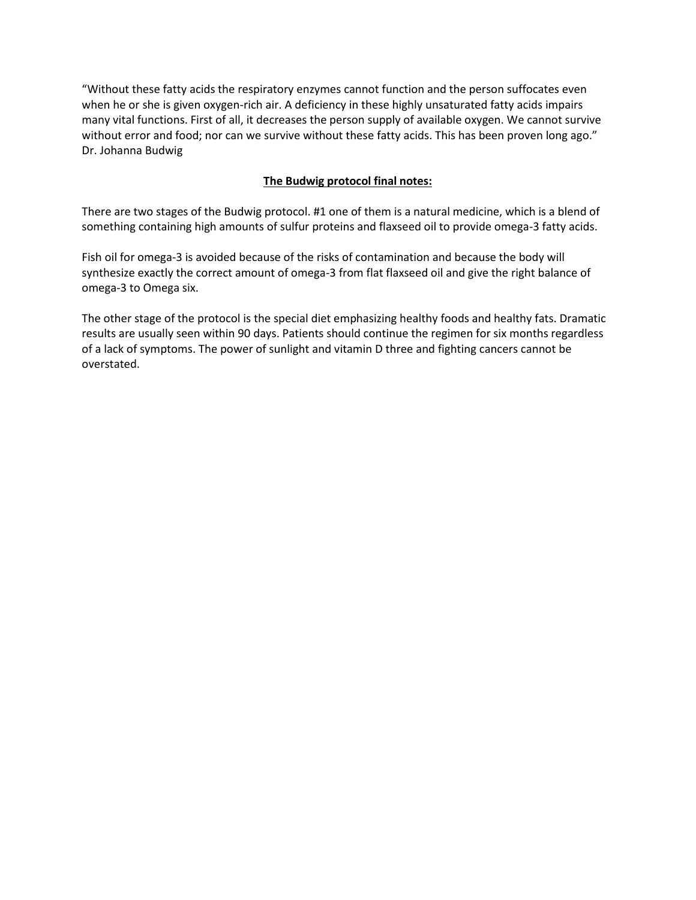"Without these fatty acids the respiratory enzymes cannot function and the person suffocates even when he or she is given oxygen-rich air. A deficiency in these highly unsaturated fatty acids impairs many vital functions. First of all, it decreases the person supply of available oxygen. We cannot survive without error and food; nor can we survive without these fatty acids. This has been proven long ago." Dr. Johanna Budwig

**The Budwig protocol final notes:**

There are two stages of the Budwig protocol. #1 one of them is a natural medicine, which is a blend of something containing high amounts of sulfur proteins and flaxseed oil to provide omega-3 fatty acids.

Fish oil for omega-3 is avoided because of the risks of contamination and because the body will synthesize exactly the correct amount of omega-3 from flat flaxseed oil and give the right balance of omega-3 to Omega six.

The other stage of the protocol is the special diet emphasizing healthy foods and healthy fats. Dramatic results are usually seen within 90 days. Patients should continue the regimen for six months regardless of a lack of symptoms. The power of sunlight and vitamin D three and fighting cancers cannot be overstated.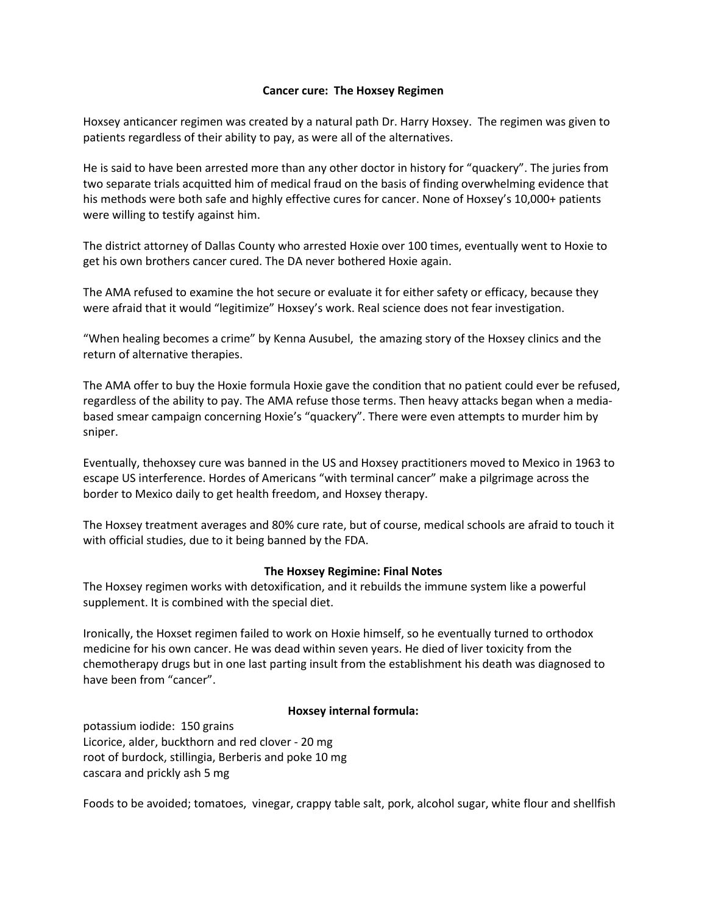**Cancer cure: The Hoxsey Regimen**

Hoxsey anticancer regimen was created by a natural path Dr. Harry Hoxsey. The regimen was given to patients regardless of their ability to pay, as were all of the alternatives.

He is said to have been arrested more than any other doctor in history for "quackery". The juries from two separate trials acquitted him of medical fraud on the basis of finding overwhelming evidence that his methods were both safe and highly effective cures for cancer. None of Hoxsey's 10,000+ patients were willing to testify against him.

The district attorney of Dallas County who arrested Hoxie over 100 times, eventually went to Hoxie to get his own brothers cancer cured. The DA never bothered Hoxie again.

The AMA refused to examine the hot secure or evaluate it for either safety or efficacy, because they were afraid that it would "legitimize" Hoxsey's work. Real science does not fear investigation.

"When healing becomes a crime" by Kenna Ausubel, the amazing story of the Hoxsey clinics and the return of alternative therapies.

The AMA offer to buy the Hoxie formula Hoxie gave the condition that no patient could ever be refused, regardless of the ability to pay. The AMA refuse those terms. Then heavy attacks began when a media-based smear campaign concerning Hoxie's "quackery". There were even attempts to murder him by sniper.

Eventually, thehoxsey cure was banned in the US and Hoxsey practitioners moved to Mexico in 1963 to escape US interference. Hordes of Americans "with terminal cancer" make a pilgrimage across the border to Mexico daily to get health freedom, and Hoxsey therapy.

The Hoxsey treatment averages and 80% cure rate, but of course, medical schools are afraid to touch it with official studies, due to it being banned by the FDA.

**The Hoxsey Regimine: Final Notes**

The Hoxsey regimen works with detoxification, and it rebuilds the immune system like a powerful supplement. It is combined with the special diet.

Ironically, the Hoxset regimen failed to work on Hoxie himself, so he eventually turned to orthodox medicine for his own cancer. He was dead within seven years. He died of liver toxicity from the chemotherapy drugs but in one last parting insult from the establishment his death was diagnosed to have been from "cancer".

**Hoxsey internal formula:**

potassium iodide: 150 grains
Licorice, alder, buckthorn and red clover - 20 mg
root of burdock, stillingia, Berberis and poke 10 mg
cascara and prickly ash 5 mg

Foods to be avoided; tomatoes, vinegar, crappy table salt, pork, alcohol sugar, white flour and shellfish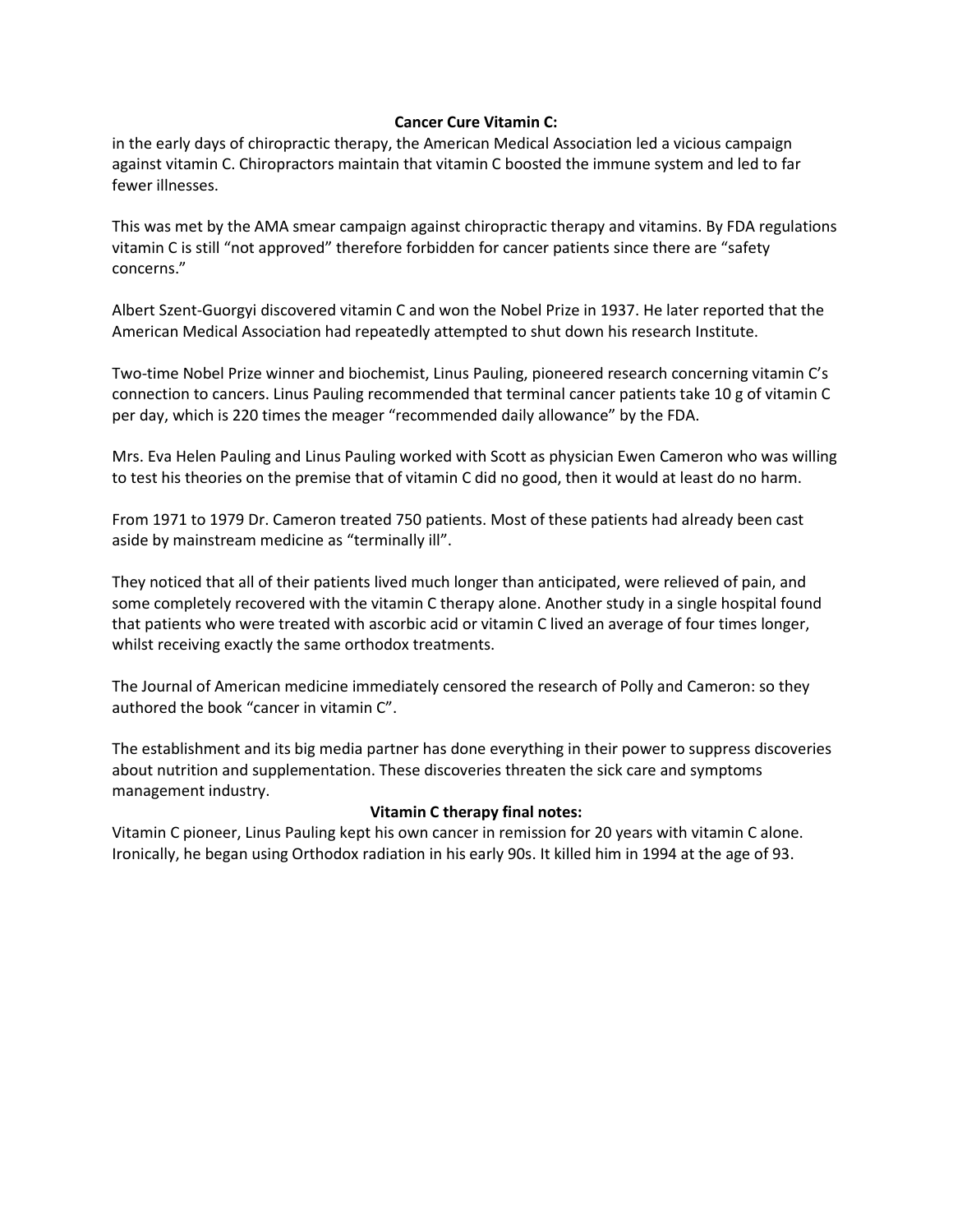**Cancer Cure Vitamin C:**

in the early days of chiropractic therapy, the American Medical Association led a vicious campaign against vitamin C. Chiropractors maintain that vitamin C boosted the immune system and led to far fewer illnesses.

This was met by the AMA smear campaign against chiropractic therapy and vitamins. By FDA regulations vitamin C is still "not approved" therefore forbidden for cancer patients since there are "safety concerns."

Albert Szent-Guorgyi discovered vitamin C and won the Nobel Prize in 1937. He later reported that the American Medical Association had repeatedly attempted to shut down his research Institute.

Two-time Nobel Prize winner and biochemist, Linus Pauling, pioneered research concerning vitamin C's connection to cancers. Linus Pauling recommended that terminal cancer patients take 10 g of vitamin C per day, which is 220 times the meager "recommended daily allowance" by the FDA.

Mrs. Eva Helen Pauling and Linus Pauling worked with Scott as physician Ewen Cameron who was willing to test his theories on the premise that of vitamin C did no good, then it would at least do no harm.

From 1971 to 1979 Dr. Cameron treated 750 patients. Most of these patients had already been cast aside by mainstream medicine as "terminally ill".

They noticed that all of their patients lived much longer than anticipated, were relieved of pain, and some completely recovered with the vitamin C therapy alone. Another study in a single hospital found that patients who were treated with ascorbic acid or vitamin C lived an average of four times longer, whilst receiving exactly the same orthodox treatments.

The Journal of American medicine immediately censored the research of Polly and Cameron: so they authored the book "cancer in vitamin C".

The establishment and its big media partner has done everything in their power to suppress discoveries about nutrition and supplementation. These discoveries threaten the sick care and symptoms management industry.

**Vitamin C therapy final notes:**

Vitamin C pioneer, Linus Pauling kept his own cancer in remission for 20 years with vitamin C alone. Ironically, he began using Orthodox radiation in his early 90s. It killed him in 1994 at the age of 93.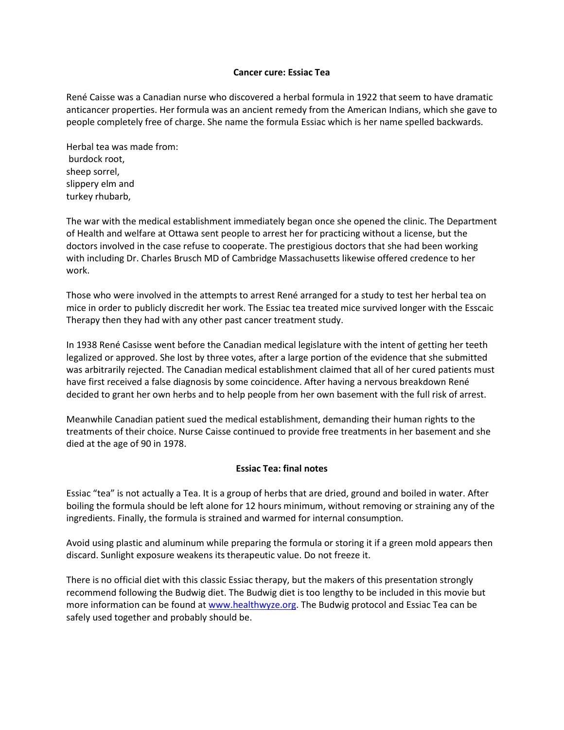**Cancer cure: Essiac Tea**

René Caisse was a Canadian nurse who discovered a herbal formula in 1922 that seem to have dramatic anticancer properties. Her formula was an ancient remedy from the American Indians, which she gave to people completely free of charge. She name the formula Essiac which is her name spelled backwards.

Herbal tea was made from:
burdock root,
sheep sorrel,
slippery elm and
turkey rhubarb,

The war with the medical establishment immediately began once she opened the clinic. The Department of Health and welfare at Ottawa sent people to arrest her for practicing without a license, but the doctors involved in the case refuse to cooperate. The prestigious doctors that she had been working with including Dr. Charles Brusch MD of Cambridge Massachusetts likewise offered credence to her work.

Those who were involved in the attempts to arrest René arranged for a study to test her herbal tea on mice in order to publicly discredit her work. The Essiac tea treated mice survived longer with the Esscaic Therapy then they had with any other past cancer treatment study.

In 1938 René Casisse went before the Canadian medical legislature with the intent of getting her teeth legalized or approved. She lost by three votes, after a large portion of the evidence that she submitted was arbitrarily rejected. The Canadian medical establishment claimed that all of her cured patients must have first received a false diagnosis by some coincidence. After having a nervous breakdown René decided to grant her own herbs and to help people from her own basement with the full risk of arrest.

Meanwhile Canadian patient sued the medical establishment, demanding their human rights to the treatments of their choice. Nurse Caisse continued to provide free treatments in her basement and she died at the age of 90 in 1978.

**Essiac Tea: final notes**

Essiac "tea" is not actually a Tea. It is a group of herbs that are dried, ground and boiled in water. After boiling the formula should be left alone for 12 hours minimum, without removing or straining any of the ingredients. Finally, the formula is strained and warmed for internal consumption.

Avoid using plastic and aluminum while preparing the formula or storing it if a green mold appears then discard. Sunlight exposure weakens its therapeutic value. Do not freeze it.

There is no official diet with this classic Essiac therapy, but the makers of this presentation strongly recommend following the Budwig diet. The Budwig diet is too lengthy to be included in this movie but more information can be found at www.healthwyze.org. The Budwig protocol and Essiac Tea can be safely used together and probably should be.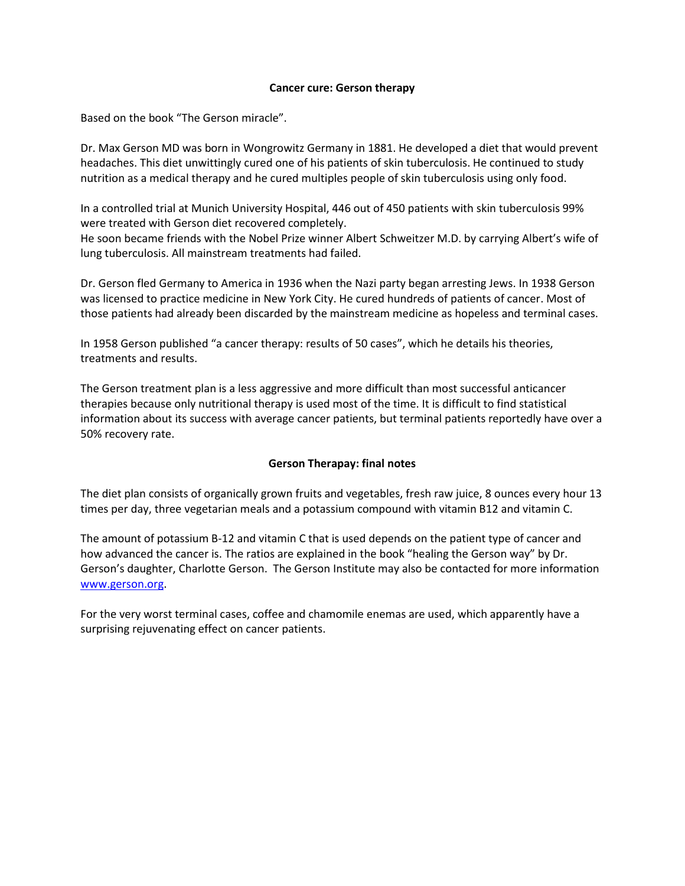# Cancer cure: Gerson therapy

Based on the book "The Gerson miracle".

Dr. Max Gerson MD was born in Wongrowitz Germany in 1881. He developed a diet that would prevent headaches. This diet unwittingly cured one of his patients of skin tuberculosis. He continued to study nutrition as a medical therapy and he cured multiples people of skin tuberculosis using only food.

In a controlled trial at Munich University Hospital, 446 out of 450 patients with skin tuberculosis 99% were treated with Gerson diet recovered completely.
He soon became friends with the Nobel Prize winner Albert Schweitzer M.D. by carrying Albert's wife of lung tuberculosis. All mainstream treatments had failed.

Dr. Gerson fled Germany to America in 1936 when the Nazi party began arresting Jews. In 1938 Gerson was licensed to practice medicine in New York City. He cured hundreds of patients of cancer. Most of those patients had already been discarded by the mainstream medicine as hopeless and terminal cases.

In 1958 Gerson published "a cancer therapy: results of 50 cases", which he details his theories, treatments and results.

The Gerson treatment plan is a less aggressive and more difficult than most successful anticancer therapies because only nutritional therapy is used most of the time. It is difficult to find statistical information about its success with average cancer patients, but terminal patients reportedly have over a 50% recovery rate.

## Gerson Therapay: final notes

The diet plan consists of organically grown fruits and vegetables, fresh raw juice, 8 ounces every hour 13 times per day, three vegetarian meals and a potassium compound with vitamin B12 and vitamin C.

The amount of potassium B-12 and vitamin C that is used depends on the patient type of cancer and how advanced the cancer is. The ratios are explained in the book "healing the Gerson way" by Dr. Gerson's daughter, Charlotte Gerson. The Gerson Institute may also be contacted for more information [www.gerson.org](http://www.gerson.org).

For the very worst terminal cases, coffee and chamomile enemas are used, which apparently have a surprising rejuvenating effect on cancer patients.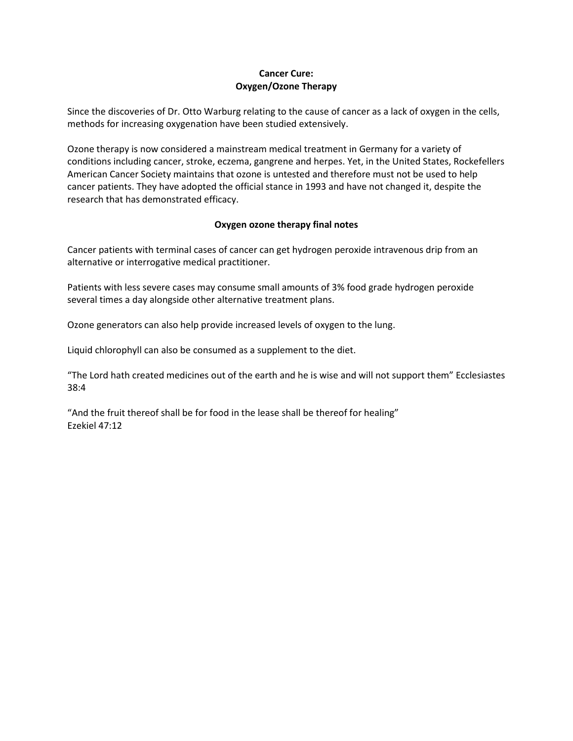**Cancer Cure:**
**Oxygen/Ozone Therapy**

Since the discoveries of Dr. Otto Warburg relating to the cause of cancer as a lack of oxygen in the cells, methods for increasing oxygenation have been studied extensively.

Ozone therapy is now considered a mainstream medical treatment in Germany for a variety of conditions including cancer, stroke, eczema, gangrene and herpes. Yet, in the United States, Rockefellers American Cancer Society maintains that ozone is untested and therefore must not be used to help cancer patients. They have adopted the official stance in 1993 and have not changed it, despite the research that has demonstrated efficacy.

**Oxygen ozone therapy final notes**

Cancer patients with terminal cases of cancer can get hydrogen peroxide intravenous drip from an alternative or interrogative medical practitioner.

Patients with less severe cases may consume small amounts of 3% food grade hydrogen peroxide several times a day alongside other alternative treatment plans.

Ozone generators can also help provide increased levels of oxygen to the lung.

Liquid chlorophyll can also be consumed as a supplement to the diet.

"The Lord hath created medicines out of the earth and he is wise and will not support them" Ecclesiastes 38:4

"And the fruit thereof shall be for food in the lease shall be thereof for healing"
Ezekiel 47:12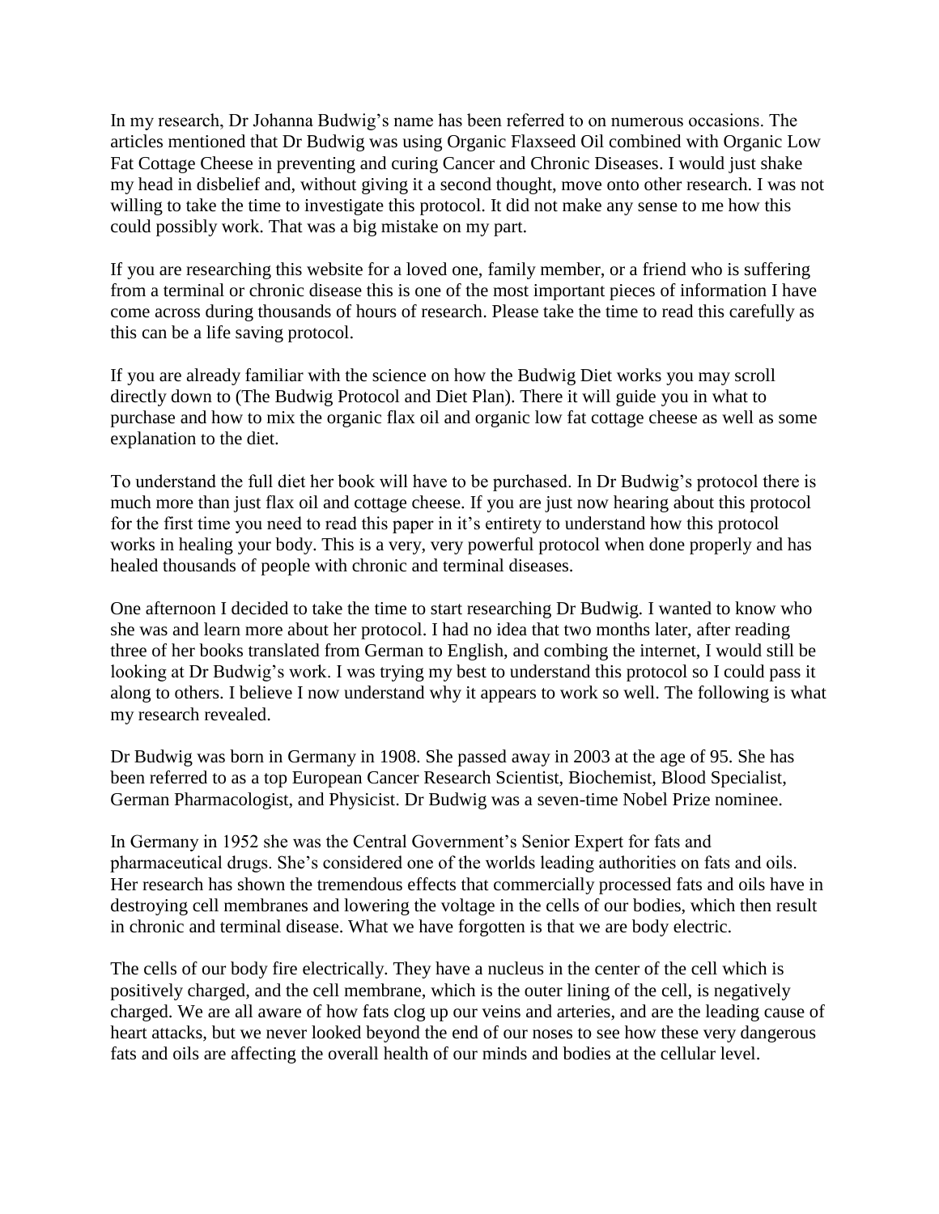In my research, Dr Johanna Budwig's name has been referred to on numerous occasions. The articles mentioned that Dr Budwig was using Organic Flaxseed Oil combined with Organic Low Fat Cottage Cheese in preventing and curing Cancer and Chronic Diseases. I would just shake my head in disbelief and, without giving it a second thought, move onto other research. I was not willing to take the time to investigate this protocol. It did not make any sense to me how this could possibly work. That was a big mistake on my part.

If you are researching this website for a loved one, family member, or a friend who is suffering from a terminal or chronic disease this is one of the most important pieces of information I have come across during thousands of hours of research. Please take the time to read this carefully as this can be a life saving protocol.

If you are already familiar with the science on how the Budwig Diet works you may scroll directly down to (The Budwig Protocol and Diet Plan). There it will guide you in what to purchase and how to mix the organic flax oil and organic low fat cottage cheese as well as some explanation to the diet.

To understand the full diet her book will have to be purchased. In Dr Budwig's protocol there is much more than just flax oil and cottage cheese. If you are just now hearing about this protocol for the first time you need to read this paper in it's entirety to understand how this protocol works in healing your body. This is a very, very powerful protocol when done properly and has healed thousands of people with chronic and terminal diseases.

One afternoon I decided to take the time to start researching Dr Budwig. I wanted to know who she was and learn more about her protocol. I had no idea that two months later, after reading three of her books translated from German to English, and combing the internet, I would still be looking at Dr Budwig's work. I was trying my best to understand this protocol so I could pass it along to others. I believe I now understand why it appears to work so well. The following is what my research revealed.

Dr Budwig was born in Germany in 1908. She passed away in 2003 at the age of 95. She has been referred to as a top European Cancer Research Scientist, Biochemist, Blood Specialist, German Pharmacologist, and Physicist. Dr Budwig was a seven-time Nobel Prize nominee.

In Germany in 1952 she was the Central Government's Senior Expert for fats and pharmaceutical drugs. She's considered one of the worlds leading authorities on fats and oils. Her research has shown the tremendous effects that commercially processed fats and oils have in destroying cell membranes and lowering the voltage in the cells of our bodies, which then result in chronic and terminal disease. What we have forgotten is that we are body electric.

The cells of our body fire electrically. They have a nucleus in the center of the cell which is positively charged, and the cell membrane, which is the outer lining of the cell, is negatively charged. We are all aware of how fats clog up our veins and arteries, and are the leading cause of heart attacks, but we never looked beyond the end of our noses to see how these very dangerous fats and oils are affecting the overall health of our minds and bodies at the cellular level.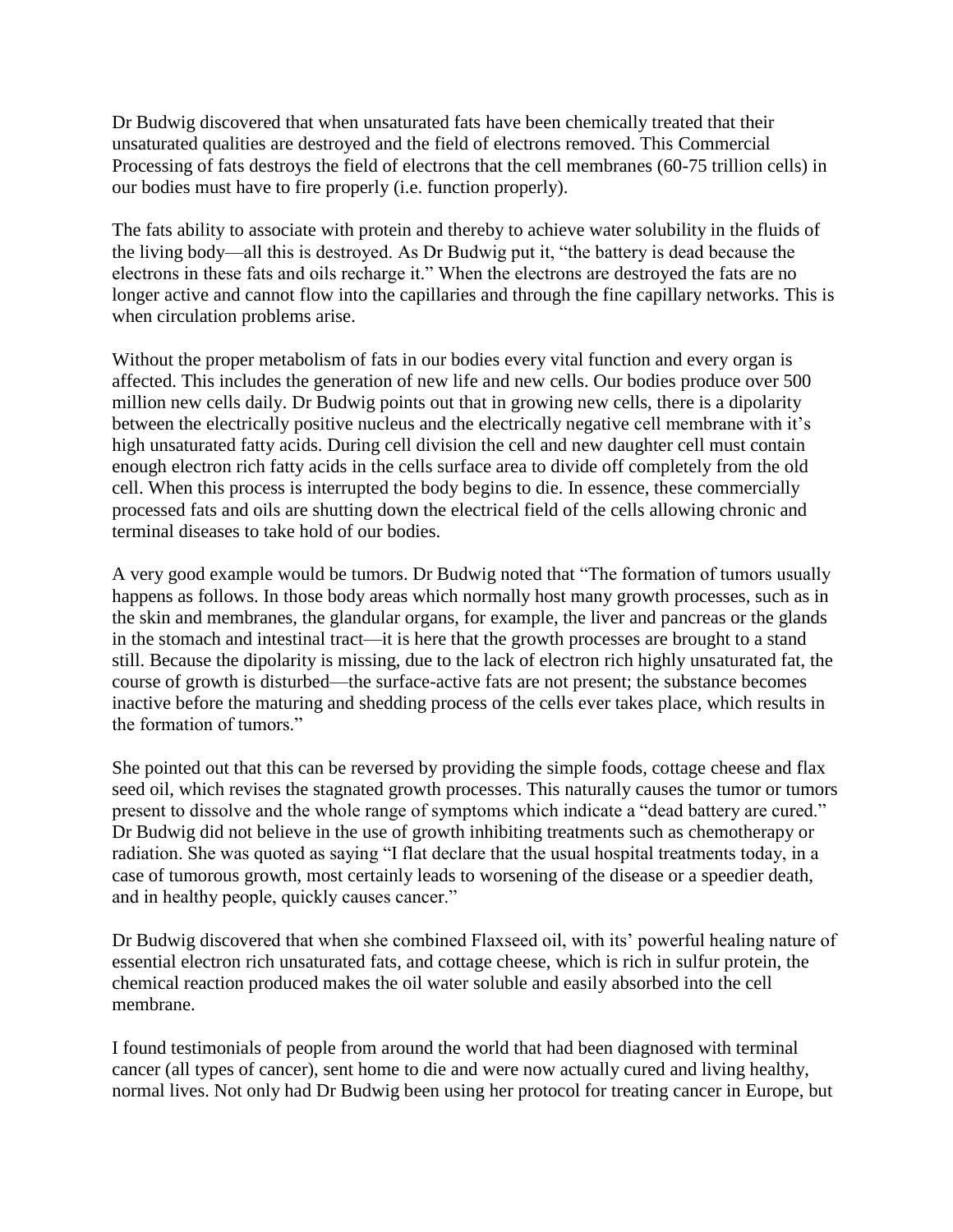Dr Budwig discovered that when unsaturated fats have been chemically treated that their unsaturated qualities are destroyed and the field of electrons removed. This Commercial Processing of fats destroys the field of electrons that the cell membranes (60-75 trillion cells) in our bodies must have to fire properly (i.e. function properly).

The fats ability to associate with protein and thereby to achieve water solubility in the fluids of the living body—all this is destroyed. As Dr Budwig put it, "the battery is dead because the electrons in these fats and oils recharge it." When the electrons are destroyed the fats are no longer active and cannot flow into the capillaries and through the fine capillary networks. This is when circulation problems arise.

Without the proper metabolism of fats in our bodies every vital function and every organ is affected. This includes the generation of new life and new cells. Our bodies produce over 500 million new cells daily. Dr Budwig points out that in growing new cells, there is a dipolarity between the electrically positive nucleus and the electrically negative cell membrane with it's high unsaturated fatty acids. During cell division the cell and new daughter cell must contain enough electron rich fatty acids in the cells surface area to divide off completely from the old cell. When this process is interrupted the body begins to die. In essence, these commercially processed fats and oils are shutting down the electrical field of the cells allowing chronic and terminal diseases to take hold of our bodies.

A very good example would be tumors. Dr Budwig noted that "The formation of tumors usually happens as follows. In those body areas which normally host many growth processes, such as in the skin and membranes, the glandular organs, for example, the liver and pancreas or the glands in the stomach and intestinal tract—it is here that the growth processes are brought to a stand still. Because the dipolarity is missing, due to the lack of electron rich highly unsaturated fat, the course of growth is disturbed—the surface-active fats are not present; the substance becomes inactive before the maturing and shedding process of the cells ever takes place, which results in the formation of tumors."

She pointed out that this can be reversed by providing the simple foods, cottage cheese and flax seed oil, which revises the stagnated growth processes. This naturally causes the tumor or tumors present to dissolve and the whole range of symptoms which indicate a "dead battery are cured." Dr Budwig did not believe in the use of growth inhibiting treatments such as chemotherapy or radiation. She was quoted as saying "I flat declare that the usual hospital treatments today, in a case of tumorous growth, most certainly leads to worsening of the disease or a speedier death, and in healthy people, quickly causes cancer."

Dr Budwig discovered that when she combined Flaxseed oil, with its' powerful healing nature of essential electron rich unsaturated fats, and cottage cheese, which is rich in sulfur protein, the chemical reaction produced makes the oil water soluble and easily absorbed into the cell membrane.

I found testimonials of people from around the world that had been diagnosed with terminal cancer (all types of cancer), sent home to die and were now actually cured and living healthy, normal lives. Not only had Dr Budwig been using her protocol for treating cancer in Europe, but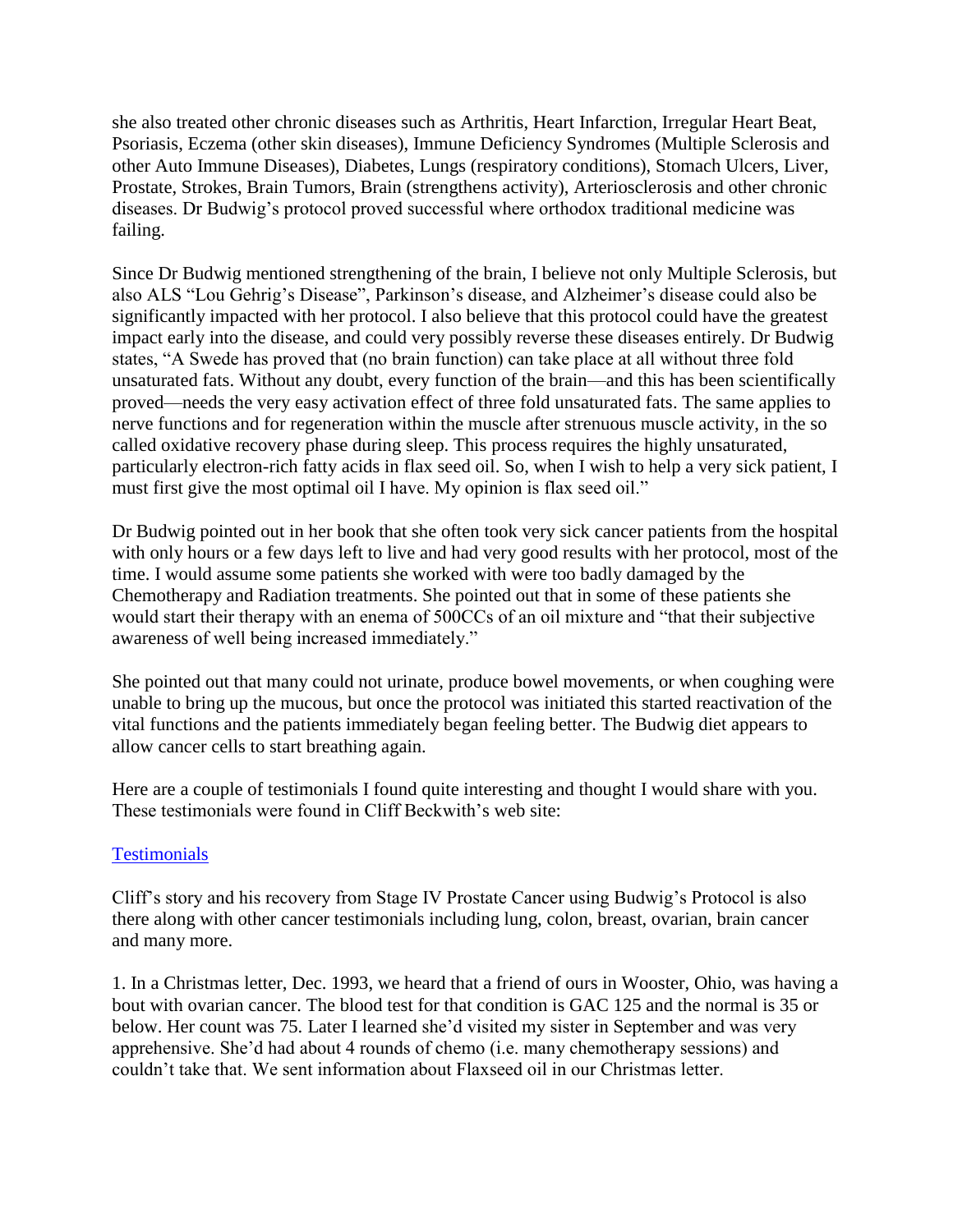she also treated other chronic diseases such as Arthritis, Heart Infarction, Irregular Heart Beat, Psoriasis, Eczema (other skin diseases), Immune Deficiency Syndromes (Multiple Sclerosis and other Auto Immune Diseases), Diabetes, Lungs (respiratory conditions), Stomach Ulcers, Liver, Prostate, Strokes, Brain Tumors, Brain (strengthens activity), Arteriosclerosis and other chronic diseases. Dr Budwig's protocol proved successful where orthodox traditional medicine was failing.

Since Dr Budwig mentioned strengthening of the brain, I believe not only Multiple Sclerosis, but also ALS "Lou Gehrig's Disease", Parkinson's disease, and Alzheimer's disease could also be significantly impacted with her protocol. I also believe that this protocol could have the greatest impact early into the disease, and could very possibly reverse these diseases entirely. Dr Budwig states, "A Swede has proved that (no brain function) can take place at all without three fold unsaturated fats. Without any doubt, every function of the brain—and this has been scientifically proved—needs the very easy activation effect of three fold unsaturated fats. The same applies to nerve functions and for regeneration within the muscle after strenuous muscle activity, in the so called oxidative recovery phase during sleep. This process requires the highly unsaturated, particularly electron-rich fatty acids in flax seed oil. So, when I wish to help a very sick patient, I must first give the most optimal oil I have. My opinion is flax seed oil."

Dr Budwig pointed out in her book that she often took very sick cancer patients from the hospital with only hours or a few days left to live and had very good results with her protocol, most of the time. I would assume some patients she worked with were too badly damaged by the Chemotherapy and Radiation treatments. She pointed out that in some of these patients she would start their therapy with an enema of 500CCs of an oil mixture and "that their subjective awareness of well being increased immediately."

She pointed out that many could not urinate, produce bowel movements, or when coughing were unable to bring up the mucous, but once the protocol was initiated this started reactivation of the vital functions and the patients immediately began feeling better. The Budwig diet appears to allow cancer cells to start breathing again.

Here are a couple of testimonials I found quite interesting and thought I would share with you. These testimonials were found in Cliff Beckwith's web site:

Testimonials

Cliff's story and his recovery from Stage IV Prostate Cancer using Budwig's Protocol is also there along with other cancer testimonials including lung, colon, breast, ovarian, brain cancer and many more.

1. In a Christmas letter, Dec. 1993, we heard that a friend of ours in Wooster, Ohio, was having a bout with ovarian cancer. The blood test for that condition is GAC 125 and the normal is 35 or below. Her count was 75. Later I learned she'd visited my sister in September and was very apprehensive. She'd had about 4 rounds of chemo (i.e. many chemotherapy sessions) and couldn't take that. We sent information about Flaxseed oil in our Christmas letter.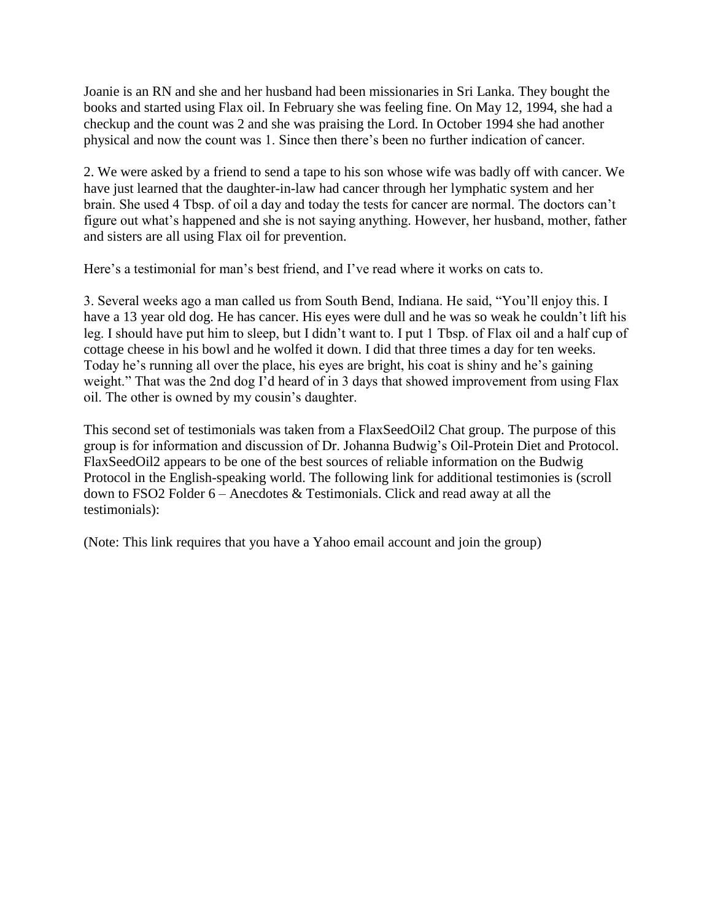Joanie is an RN and she and her husband had been missionaries in Sri Lanka. They bought the books and started using Flax oil. In February she was feeling fine. On May 12, 1994, she had a checkup and the count was 2 and she was praising the Lord. In October 1994 she had another physical and now the count was 1. Since then there's been no further indication of cancer.

2. We were asked by a friend to send a tape to his son whose wife was badly off with cancer. We have just learned that the daughter-in-law had cancer through her lymphatic system and her brain. She used 4 Tbsp. of oil a day and today the tests for cancer are normal. The doctors can't figure out what's happened and she is not saying anything. However, her husband, mother, father and sisters are all using Flax oil for prevention.

Here's a testimonial for man's best friend, and I've read where it works on cats to.

3. Several weeks ago a man called us from South Bend, Indiana. He said, "You'll enjoy this. I have a 13 year old dog. He has cancer. His eyes were dull and he was so weak he couldn't lift his leg. I should have put him to sleep, but I didn't want to. I put 1 Tbsp. of Flax oil and a half cup of cottage cheese in his bowl and he wolfed it down. I did that three times a day for ten weeks. Today he's running all over the place, his eyes are bright, his coat is shiny and he's gaining weight." That was the 2nd dog I'd heard of in 3 days that showed improvement from using Flax oil. The other is owned by my cousin's daughter.

This second set of testimonials was taken from a FlaxSeedOil2 Chat group. The purpose of this group is for information and discussion of Dr. Johanna Budwig's Oil-Protein Diet and Protocol. FlaxSeedOil2 appears to be one of the best sources of reliable information on the Budwig Protocol in the English-speaking world. The following link for additional testimonies is (scroll down to FSO2 Folder 6 – Anecdotes & Testimonials. Click and read away at all the testimonials):

(Note: This link requires that you have a Yahoo email account and join the group)